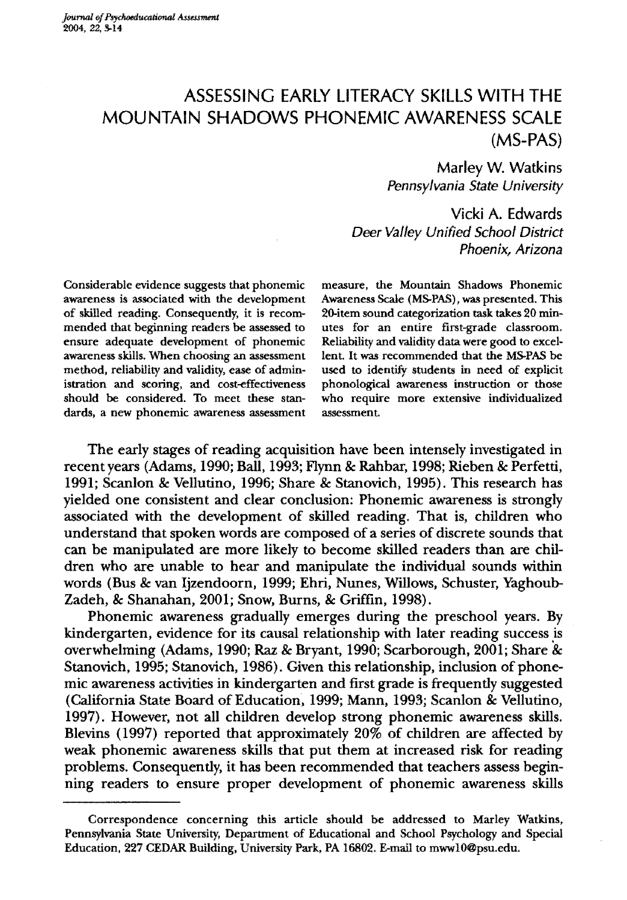# ASSESSING EARLY LITERACY SKILLS WITH THE MOUNTAIN SHADOWS PHONEMIC AWARENESS SCALE (MS-PAS)

Marley W. Watkins
*Pennsylvania State University*

Vicki A. Edwards
*Deer Valley Unified School District*
*Phoenix, Arizona*

Considerable evidence suggests that phonemic awareness is associated with the development of skilled reading. Consequently, it is recommended that beginning readers be assessed to ensure adequate development of phonemic awareness skills. When choosing an assessment method, reliability and validity, ease of administration and scoring, and cost-effectiveness should be considered. To meet these standards, a new phonemic awareness assessment measure, the Mountain Shadows Phonemic Awareness Scale (MS-PAS), was presented. This 20-item sound categorization task takes 20 minutes for an entire first-grade classroom. Reliability and validity data were good to excellent. It was recommended that the MS-PAS be used to identify students in need of explicit phonological awareness instruction or those who require more extensive individualized assessment.

The early stages of reading acquisition have been intensely investigated in recent years (Adams, 1990; Ball, 1993; Flynn & Rahbar, 1998; Rieben & Perfetti, 1991; Scanlon & Vellutino, 1996; Share & Stanovich, 1995). This research has yielded one consistent and clear conclusion: Phonemic awareness is strongly associated with the development of skilled reading. That is, children who understand that spoken words are composed of a series of discrete sounds that can be manipulated are more likely to become skilled readers than are children who are unable to hear and manipulate the individual sounds within words (Bus & van Ijzendoorn, 1999; Ehri, Nunes, Willows, Schuster, Yaghoub-Zadeh, & Shanahan, 2001; Snow, Burns, & Griffin, 1998).

Phonemic awareness gradually emerges during the preschool years. By kindergarten, evidence for its causal relationship with later reading success is overwhelming (Adams, 1990; Raz & Bryant, 1990; Scarborough, 2001; Share & Stanovich, 1995; Stanovich, 1986). Given this relationship, inclusion of phonemic awareness activities in kindergarten and first grade is frequently suggested (California State Board of Education, 1999; Mann, 1993; Scanlon & Vellutino, 1997). However, not all children develop strong phonemic awareness skills. Blevins (1997) reported that approximately 20% of children are affected by weak phonemic awareness skills that put them at increased risk for reading problems. Consequently, it has been recommended that teachers assess beginning readers to ensure proper development of phonemic awareness skills

Correspondence concerning this article should be addressed to Marley Watkins, Pennsylvania State University, Department of Educational and School Psychology and Special Education, 227 CEDAR Building, University Park, PA 16802. E-mail to mww10@psu.edu.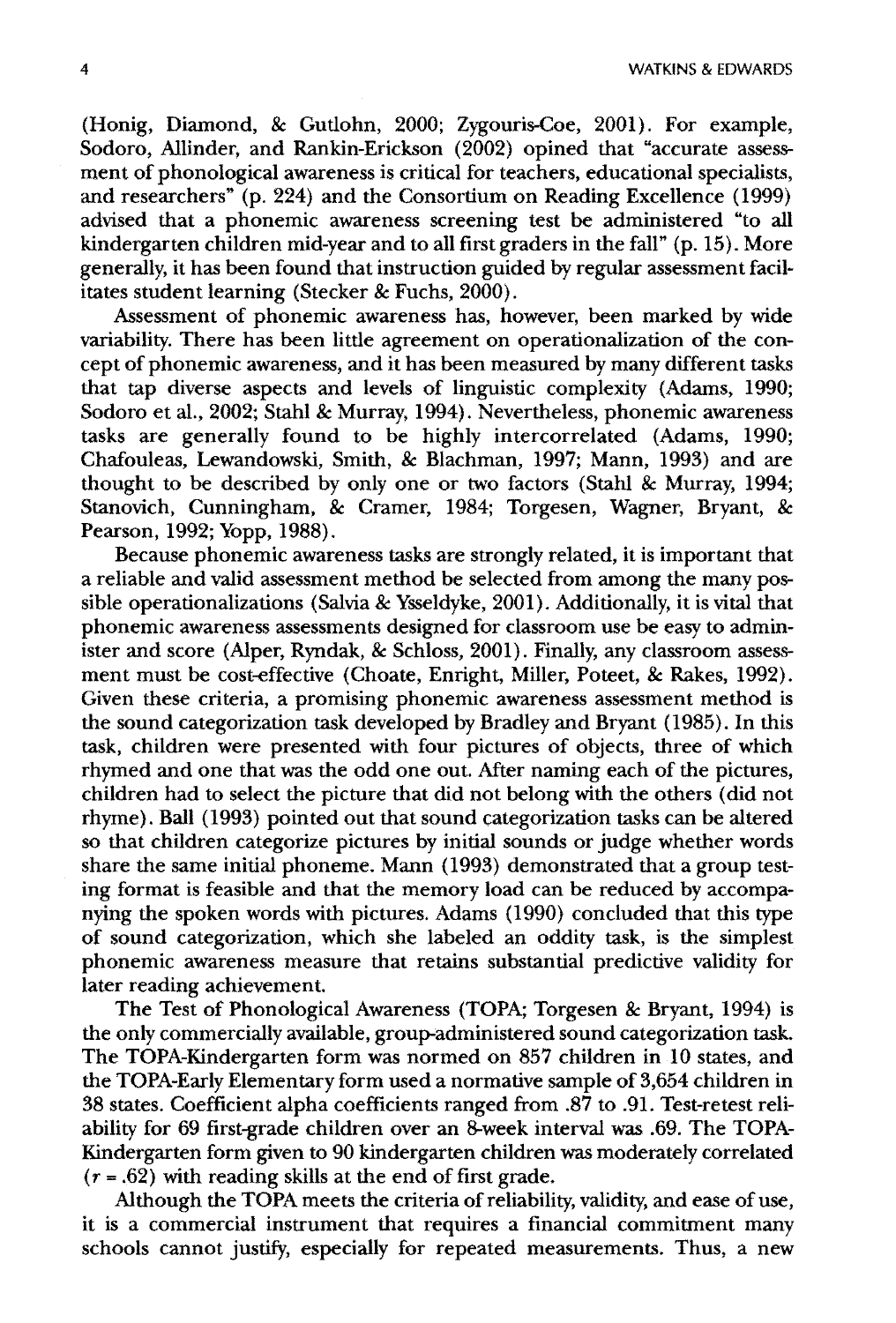(Honig, Diamond, & Gutlohn, 2000; Zygouris-Coe, 2001). For example, Sodoro, Allinder, and Rankin-Erickson (2002) opined that "accurate assessment of phonological awareness is critical for teachers, educational specialists, and researchers" (p. 224) and the Consortium on Reading Excellence (1999) advised that a phonemic awareness screening test be administered "to all kindergarten children mid-year and to all first graders in the fall" (p. 15). More generally, it has been found that instruction guided by regular assessment facilitates student learning (Stecker & Fuchs, 2000).

Assessment of phonemic awareness has, however, been marked by wide variability. There has been little agreement on operationalization of the concept of phonemic awareness, and it has been measured by many different tasks that tap diverse aspects and levels of linguistic complexity (Adams, 1990; Sodoro et al., 2002; Stahl & Murray, 1994). Nevertheless, phonemic awareness tasks are generally found to be highly intercorrelated (Adams, 1990; Chafouleas, Lewandowski, Smith, & Blachman, 1997; Mann, 1993) and are thought to be described by only one or two factors (Stahl & Murray, 1994; Stanovich, Cunningham, & Cramer, 1984; Torgesen, Wagner, Bryant, & Pearson, 1992; Yopp, 1988).

Because phonemic awareness tasks are strongly related, it is important that a reliable and valid assessment method be selected from among the many possible operationalizations (Salvia & Ysseldyke, 2001). Additionally, it is vital that phonemic awareness assessments designed for classroom use be easy to administer and score (Alper, Ryndak, & Schloss, 2001). Finally, any classroom assessment must be cost-effective (Choate, Enright, Miller, Poteet, & Rakes, 1992). Given these criteria, a promising phonemic awareness assessment method is the sound categorization task developed by Bradley and Bryant (1985). In this task, children were presented with four pictures of objects, three of which rhymed and one that was the odd one out. After naming each of the pictures, children had to select the picture that did not belong with the others (did not rhyme). Ball (1993) pointed out that sound categorization tasks can be altered so that children categorize pictures by initial sounds or judge whether words share the same initial phoneme. Mann (1993) demonstrated that a group testing format is feasible and that the memory load can be reduced by accompanying the spoken words with pictures. Adams (1990) concluded that this type of sound categorization, which she labeled an oddity task, is the simplest phonemic awareness measure that retains substantial predictive validity for later reading achievement.

The Test of Phonological Awareness (TOPA; Torgesen & Bryant, 1994) is the only commercially available, group-administered sound categorization task. The TOPA-Kindergarten form was normed on 857 children in 10 states, and the TOPA-Early Elementary form used a normative sample of 3,654 children in 38 states. Coefficient alpha coefficients ranged from .87 to .91. Test-retest reliability for 69 first-grade children over an 8-week interval was .69. The TOPA-Kindergarten form given to 90 kindergarten children was moderately correlated ($r = .62$) with reading skills at the end of first grade.

Although the TOPA meets the criteria of reliability, validity, and ease of use, it is a commercial instrument that requires a financial commitment many schools cannot justify, especially for repeated measurements. Thus, a new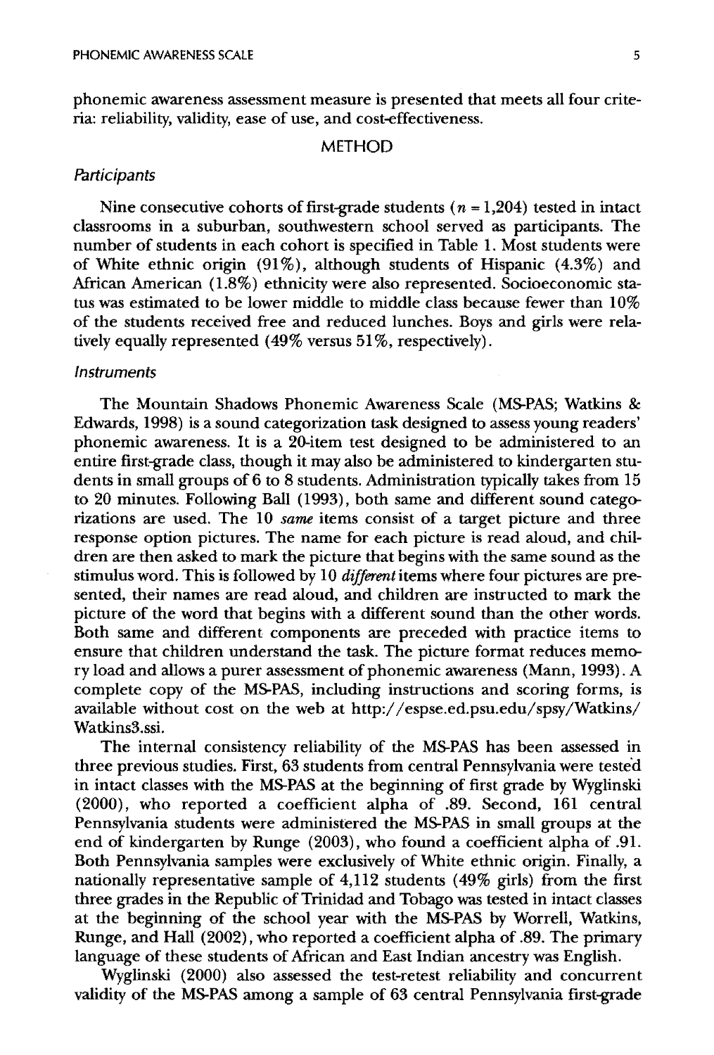phonemic awareness assessment measure is presented that meets all four criteria: reliability, validity, ease of use, and cost-effectiveness.

## METHOD

### *Participants*

Nine consecutive cohorts of first-grade students ($n = 1{,}204$) tested in intact classrooms in a suburban, southwestern school served as participants. The number of students in each cohort is specified in Table 1. Most students were of White ethnic origin (91%), although students of Hispanic (4.3%) and African American (1.8%) ethnicity were also represented. Socioeconomic status was estimated to be lower middle to middle class because fewer than 10% of the students received free and reduced lunches. Boys and girls were relatively equally represented (49% versus 51%, respectively).

### *Instruments*

The Mountain Shadows Phonemic Awareness Scale (MS-PAS; Watkins & Edwards, 1998) is a sound categorization task designed to assess young readers' phonemic awareness. It is a 20-item test designed to be administered to an entire first-grade class, though it may also be administered to kindergarten students in small groups of 6 to 8 students. Administration typically takes from 15 to 20 minutes. Following Ball (1993), both same and different sound categorizations are used. The 10 *same* items consist of a target picture and three response option pictures. The name for each picture is read aloud, and children are then asked to mark the picture that begins with the same sound as the stimulus word. This is followed by 10 *different* items where four pictures are presented, their names are read aloud, and children are instructed to mark the picture of the word that begins with a different sound than the other words. Both same and different components are preceded with practice items to ensure that children understand the task. The picture format reduces memory load and allows a purer assessment of phonemic awareness (Mann, 1993). A complete copy of the MS-PAS, including instructions and scoring forms, is available without cost on the web at http://espse.ed.psu.edu/spsy/Watkins/Watkins3.ssi.

The internal consistency reliability of the MS-PAS has been assessed in three previous studies. First, 63 students from central Pennsylvania were tested in intact classes with the MS-PAS at the beginning of first grade by Wyglinski (2000), who reported a coefficient alpha of .89. Second, 161 central Pennsylvania students were administered the MS-PAS in small groups at the end of kindergarten by Runge (2003), who found a coefficient alpha of .91. Both Pennsylvania samples were exclusively of White ethnic origin. Finally, a nationally representative sample of 4,112 students (49% girls) from the first three grades in the Republic of Trinidad and Tobago was tested in intact classes at the beginning of the school year with the MS-PAS by Worrell, Watkins, Runge, and Hall (2002), who reported a coefficient alpha of .89. The primary language of these students of African and East Indian ancestry was English.

Wyglinski (2000) also assessed the test-retest reliability and concurrent validity of the MS-PAS among a sample of 63 central Pennsylvania first-grade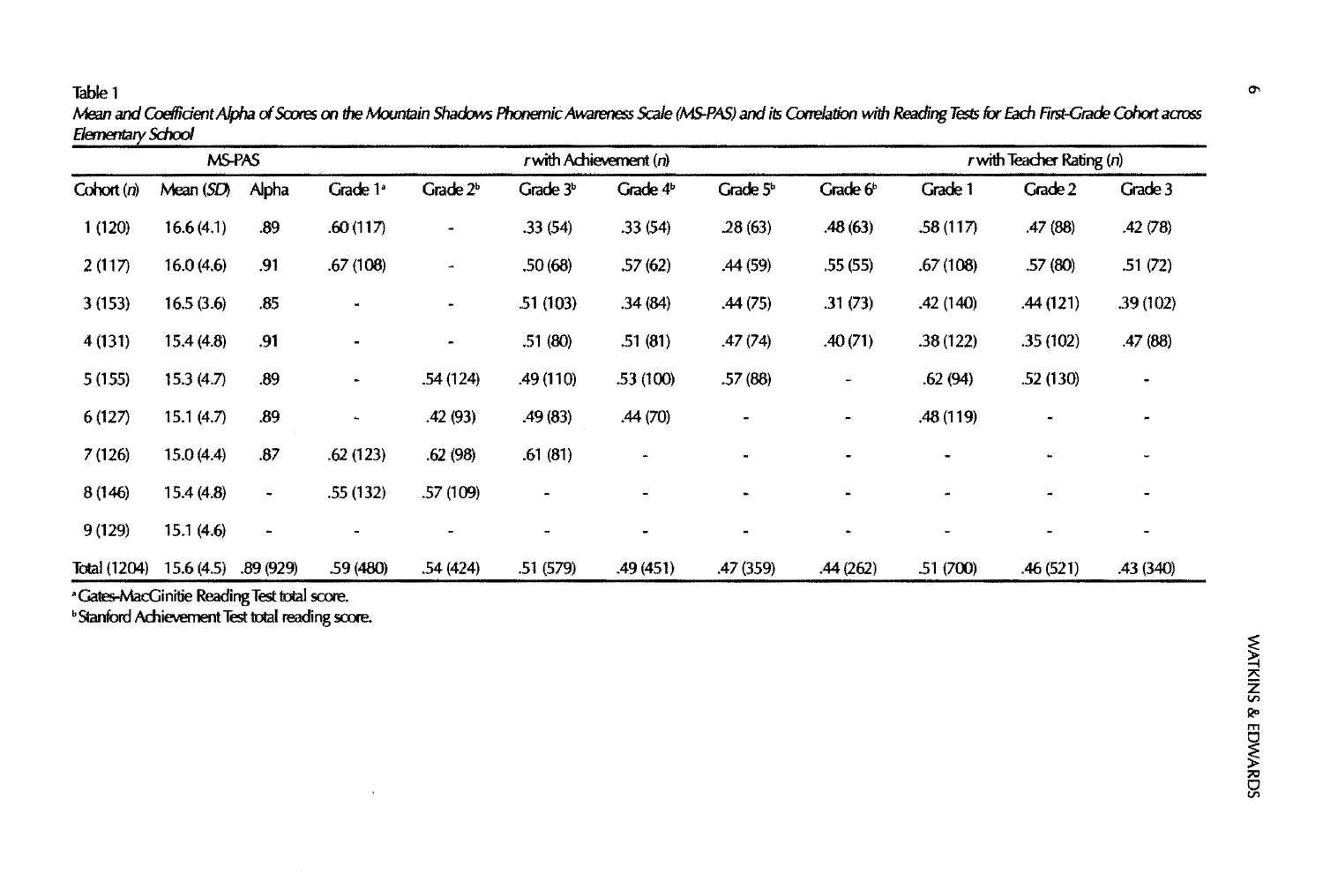Table 1

*Mean and Coefficient Alpha of Scores on the Mountain Shadows Phonemic Awareness Scale (MS-PAS) and its Correlation with Reading Tests for Each First-Grade Cohort across Elementary School*

| MS-PAS | | | *r* with Achievement (*n*) | | | | | | *r* with Teacher Rating (*n*) | | |
|---|---|---|---|---|---|---|---|---|---|---|---|
| Cohort (*n*) | Mean (*SD*) | Alpha | Grade 1[a] | Grade 2[b] | Grade 3[b] | Grade 4[b] | Grade 5[b] | Grade 6[b] | Grade 1 | Grade 2 | Grade 3 |
| 1 (120) | 16.6 (4.1) | .89 | .60 (117) | - | .33 (54) | .33 (54) | .28 (63) | .48 (63) | .58 (117) | .47 (88) | .42 (78) |
| 2 (117) | 16.0 (4.6) | .91 | .67 (108) | - | .50 (68) | .57 (62) | .44 (59) | .55 (55) | .67 (108) | .57 (80) | .51 (72) |
| 3 (153) | 16.5 (3.6) | .85 | - | - | .51 (103) | .34 (84) | .44 (75) | .31 (73) | .42 (140) | .44 (121) | .39 (102) |
| 4 (131) | 15.4 (4.8) | .91 | - | - | .51 (80) | .51 (81) | .47 (74) | .40 (71) | .38 (122) | .35 (102) | .47 (88) |
| 5 (155) | 15.3 (4.7) | .89 | - | .54 (124) | .49 (110) | .53 (100) | .57 (88) | - | .62 (94) | .52 (130) | - |
| 6 (127) | 15.1 (4.7) | .89 | - | .42 (93) | .49 (83) | .44 (70) | - | - | .48 (119) | - | - |
| 7 (126) | 15.0 (4.4) | .87 | .62 (123) | .62 (98) | .61 (81) | - | - | - | - | - | - |
| 8 (146) | 15.4 (4.8) | - | .55 (132) | .57 (109) | - | - | - | - | - | - | - |
| 9 (129) | 15.1 (4.6) | - | - | - | - | - | - | - | - | - | - |
| Total (1204) | 15.6 (4.5) | .89 (929) | .59 (480) | .54 (424) | .51 (579) | .49 (451) | .47 (359) | .44 (262) | .51 (700) | .46 (521) | .43 (340) |

[a] Gates-MacGinitie Reading Test total score.

[b] Stanford Achievement Test total reading score.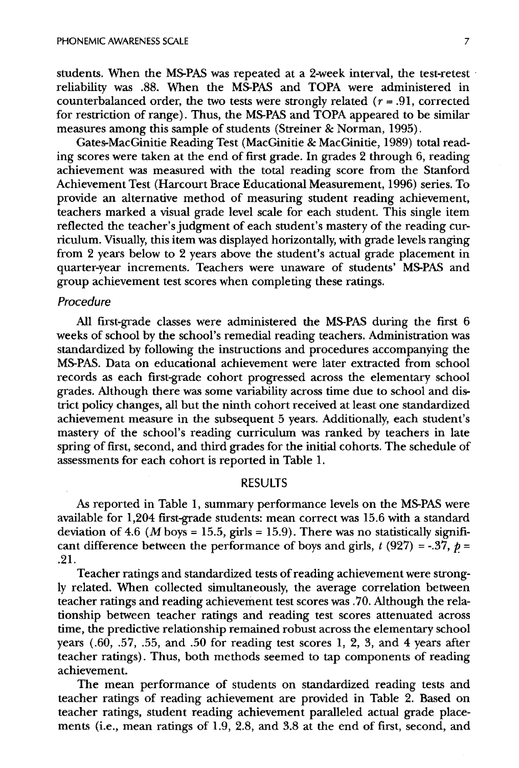students. When the MS-PAS was repeated at a 2-week interval, the test-retest reliability was .88. When the MS-PAS and TOPA were administered in counterbalanced order, the two tests were strongly related ($r = .91$, corrected for restriction of range). Thus, the MS-PAS and TOPA appeared to be similar measures among this sample of students (Streiner & Norman, 1995).

Gates-MacGinitie Reading Test (MacGinitie & MacGinitie, 1989) total reading scores were taken at the end of first grade. In grades 2 through 6, reading achievement was measured with the total reading score from the Stanford Achievement Test (Harcourt Brace Educational Measurement, 1996) series. To provide an alternative method of measuring student reading achievement, teachers marked a visual grade level scale for each student. This single item reflected the teacher's judgment of each student's mastery of the reading curriculum. Visually, this item was displayed horizontally, with grade levels ranging from 2 years below to 2 years above the student's actual grade placement in quarter-year increments. Teachers were unaware of students' MS-PAS and group achievement test scores when completing these ratings.

### *Procedure*

All first-grade classes were administered the MS-PAS during the first 6 weeks of school by the school's remedial reading teachers. Administration was standardized by following the instructions and procedures accompanying the MS-PAS. Data on educational achievement were later extracted from school records as each first-grade cohort progressed across the elementary school grades. Although there was some variability across time due to school and district policy changes, all but the ninth cohort received at least one standardized achievement measure in the subsequent 5 years. Additionally, each student's mastery of the school's reading curriculum was ranked by teachers in late spring of first, second, and third grades for the initial cohorts. The schedule of assessments for each cohort is reported in Table 1.

## RESULTS

As reported in Table 1, summary performance levels on the MS-PAS were available for 1,204 first-grade students: mean correct was 15.6 with a standard deviation of 4.6 ($M$ boys = 15.5, girls = 15.9). There was no statistically significant difference between the performance of boys and girls, $t$ (927) = -.37, $p$ = .21.

Teacher ratings and standardized tests of reading achievement were strongly related. When collected simultaneously, the average correlation between teacher ratings and reading achievement test scores was .70. Although the relationship between teacher ratings and reading test scores attenuated across time, the predictive relationship remained robust across the elementary school years (.60, .57, .55, and .50 for reading test scores 1, 2, 3, and 4 years after teacher ratings). Thus, both methods seemed to tap components of reading achievement.

The mean performance of students on standardized reading tests and teacher ratings of reading achievement are provided in Table 2. Based on teacher ratings, student reading achievement paralleled actual grade placements (i.e., mean ratings of 1.9, 2.8, and 3.8 at the end of first, second, and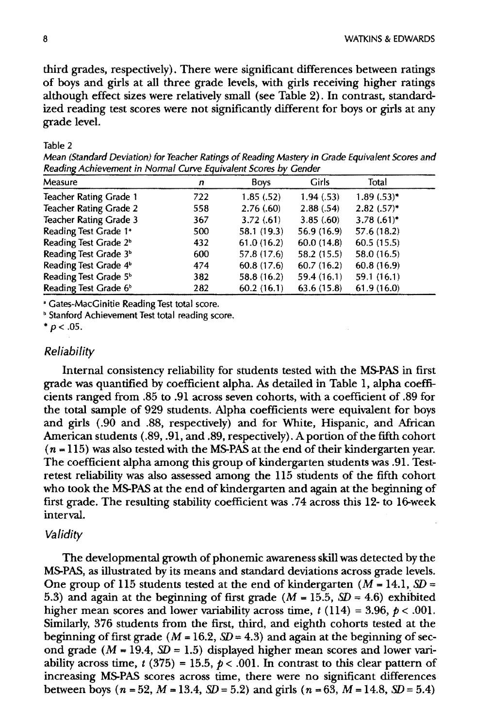third grades, respectively). There were significant differences between ratings of boys and girls at all three grade levels, with girls receiving higher ratings although effect sizes were relatively small (see Table 2). In contrast, standardized reading test scores were not significantly different for boys or girls at any grade level.

Table 2

*Mean (Standard Deviation) for Teacher Ratings of Reading Mastery in Grade Equivalent Scores and Reading Achievement in Normal Curve Equivalent Scores by Gender*

| Measure | *n* | Boys | Girls | Total |
|---|---|---|---|---|
| Teacher Rating Grade 1 | 722 | 1.85 (.52) | 1.94 (.53) | 1.89 (.53)* |
| Teacher Rating Grade 2 | 558 | 2.76 (.60) | 2.88 (.54) | 2.82 (.57)* |
| Teacher Rating Grade 3 | 367 | 3.72 (.61) | 3.85 (.60) | 3.78 (.61)* |
| Reading Test Grade 1[a] | 500 | 58.1 (19.3) | 56.9 (16.9) | 57.6 (18.2) |
| Reading Test Grade 2[b] | 432 | 61.0 (16.2) | 60.0 (14.8) | 60.5 (15.5) |
| Reading Test Grade 3[b] | 600 | 57.8 (17.6) | 58.2 (15.5) | 58.0 (16.5) |
| Reading Test Grade 4[b] | 474 | 60.8 (17.6) | 60.7 (16.2) | 60.8 (16.9) |
| Reading Test Grade 5[b] | 382 | 58.8 (16.2) | 59.4 (16.1) | 59.1 (16.1) |
| Reading Test Grade 6[b] | 282 | 60.2 (16.1) | 63.6 (15.8) | 61.9 (16.0) |

[a] Gates-MacGinitie Reading Test total score.
[b] Stanford Achievement Test total reading score.
* $p < .05$.

### *Reliability*

Internal consistency reliability for students tested with the MS-PAS in first grade was quantified by coefficient alpha. As detailed in Table 1, alpha coefficients ranged from .85 to .91 across seven cohorts, with a coefficient of .89 for the total sample of 929 students. Alpha coefficients were equivalent for boys and girls (.90 and .88, respectively) and for White, Hispanic, and African American students (.89, .91, and .89, respectively). A portion of the fifth cohort ($n = 115$) was also tested with the MS-PAS at the end of their kindergarten year. The coefficient alpha among this group of kindergarten students was .91. Test-retest reliability was also assessed among the 115 students of the fifth cohort who took the MS-PAS at the end of kindergarten and again at the beginning of first grade. The resulting stability coefficient was .74 across this 12- to 16-week interval.

### *Validity*

The developmental growth of phonemic awareness skill was detected by the MS-PAS, as illustrated by its means and standard deviations across grade levels. One group of 115 students tested at the end of kindergarten ($M = 14.1$, $SD = 5.3$) and again at the beginning of first grade ($M = 15.5$, $SD = 4.6$) exhibited higher mean scores and lower variability across time, $t\ (114) = 3.96$, $p < .001$. Similarly, 376 students from the first, third, and eighth cohorts tested at the beginning of first grade ($M = 16.2$, $SD = 4.3$) and again at the beginning of second grade ($M = 19.4$, $SD = 1.5$) displayed higher mean scores and lower variability across time, $t\ (375) = 15.5$, $p < .001$. In contrast to this clear pattern of increasing MS-PAS scores across time, there were no significant differences between boys ($n = 52$, $M = 13.4$, $SD = 5.2$) and girls ($n = 63$, $M = 14.8$, $SD = 5.4$)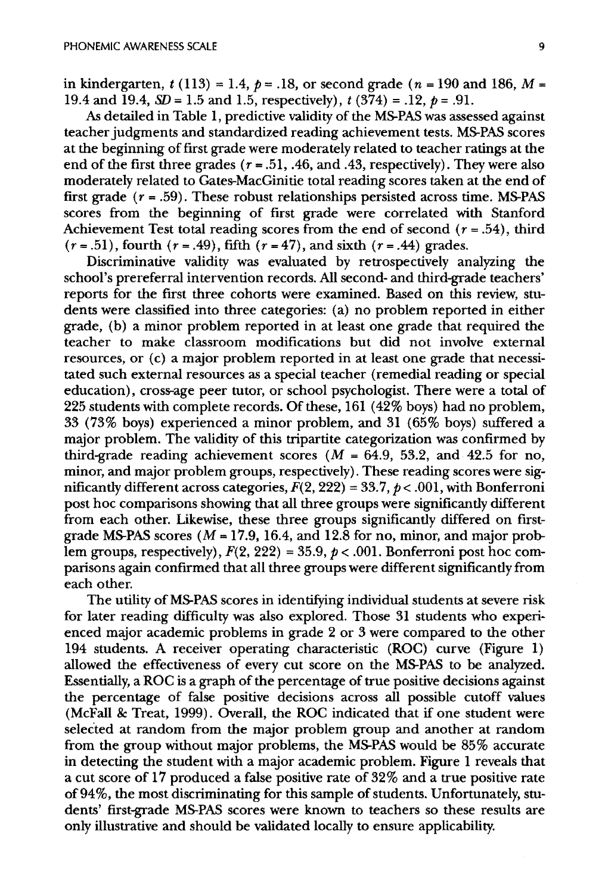in kindergarten, $t$ (113) = 1.4, $p$ = .18, or second grade ($n$ = 190 and 186, $M$ = 19.4 and 19.4, $SD$ = 1.5 and 1.5, respectively), $t$ (374) = .12, $p$ = .91.

As detailed in Table 1, predictive validity of the MS-PAS was assessed against teacher judgments and standardized reading achievement tests. MS-PAS scores at the beginning of first grade were moderately related to teacher ratings at the end of the first three grades ($r$ = .51, .46, and .43, respectively). They were also moderately related to Gates-MacGinitie total reading scores taken at the end of first grade ($r$ = .59). These robust relationships persisted across time. MS-PAS scores from the beginning of first grade were correlated with Stanford Achievement Test total reading scores from the end of second ($r$ = .54), third ($r$ = .51), fourth ($r$ = .49), fifth ($r$ = 47), and sixth ($r$ = .44) grades.

Discriminative validity was evaluated by retrospectively analyzing the school's prereferral intervention records. All second- and third-grade teachers' reports for the first three cohorts were examined. Based on this review, students were classified into three categories: (a) no problem reported in either grade, (b) a minor problem reported in at least one grade that required the teacher to make classroom modifications but did not involve external resources, or (c) a major problem reported in at least one grade that necessitated such external resources as a special teacher (remedial reading or special education), cross-age peer tutor, or school psychologist. There were a total of 225 students with complete records. Of these, 161 (42% boys) had no problem, 33 (73% boys) experienced a minor problem, and 31 (65% boys) suffered a major problem. The validity of this tripartite categorization was confirmed by third-grade reading achievement scores ($M$ = 64.9, 53.2, and 42.5 for no, minor, and major problem groups, respectively). These reading scores were significantly different across categories, $F(2, 222) = 33.7$, $p < .001$, with Bonferroni post hoc comparisons showing that all three groups were significantly different from each other. Likewise, these three groups significantly differed on first-grade MS-PAS scores ($M$ = 17.9, 16.4, and 12.8 for no, minor, and major problem groups, respectively), $F(2, 222) = 35.9$, $p < .001$. Bonferroni post hoc comparisons again confirmed that all three groups were different significantly from each other.

The utility of MS-PAS scores in identifying individual students at severe risk for later reading difficulty was also explored. Those 31 students who experienced major academic problems in grade 2 or 3 were compared to the other 194 students. A receiver operating characteristic (ROC) curve (Figure 1) allowed the effectiveness of every cut score on the MS-PAS to be analyzed. Essentially, a ROC is a graph of the percentage of true positive decisions against the percentage of false positive decisions across all possible cutoff values (McFall & Treat, 1999). Overall, the ROC indicated that if one student were selected at random from the major problem group and another at random from the group without major problems, the MS-PAS would be 85% accurate in detecting the student with a major academic problem. Figure 1 reveals that a cut score of 17 produced a false positive rate of 32% and a true positive rate of 94%, the most discriminating for this sample of students. Unfortunately, students' first-grade MS-PAS scores were known to teachers so these results are only illustrative and should be validated locally to ensure applicability.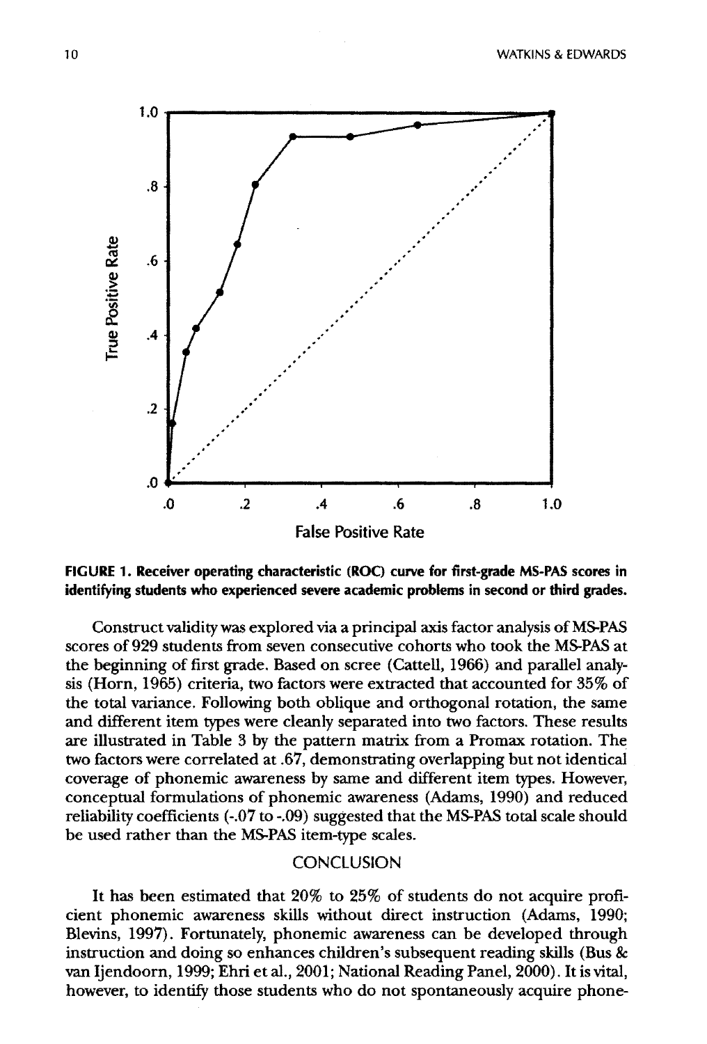FIGURE 1. Receiver operating characteristic (ROC) curve for first-grade MS-PAS scores in identifying students who experienced severe academic problems in second or third grades.

Construct validity was explored via a principal axis factor analysis of MS-PAS scores of 929 students from seven consecutive cohorts who took the MS-PAS at the beginning of first grade. Based on scree (Cattell, 1966) and parallel analysis (Horn, 1965) criteria, two factors were extracted that accounted for 35% of the total variance. Following both oblique and orthogonal rotation, the same and different item types were cleanly separated into two factors. These results are illustrated in Table 3 by the pattern matrix from a Promax rotation. The two factors were correlated at .67, demonstrating overlapping but not identical coverage of phonemic awareness by same and different item types. However, conceptual formulations of phonemic awareness (Adams, 1990) and reduced reliability coefficients (-.07 to -.09) suggested that the MS-PAS total scale should be used rather than the MS-PAS item-type scales.

## CONCLUSION

It has been estimated that 20% to 25% of students do not acquire proficient phonemic awareness skills without direct instruction (Adams, 1990; Blevins, 1997). Fortunately, phonemic awareness can be developed through instruction and doing so enhances children's subsequent reading skills (Bus & van Ijendoorn, 1999; Ehri et al., 2001; National Reading Panel, 2000). It is vital, however, to identify those students who do not spontaneously acquire phone-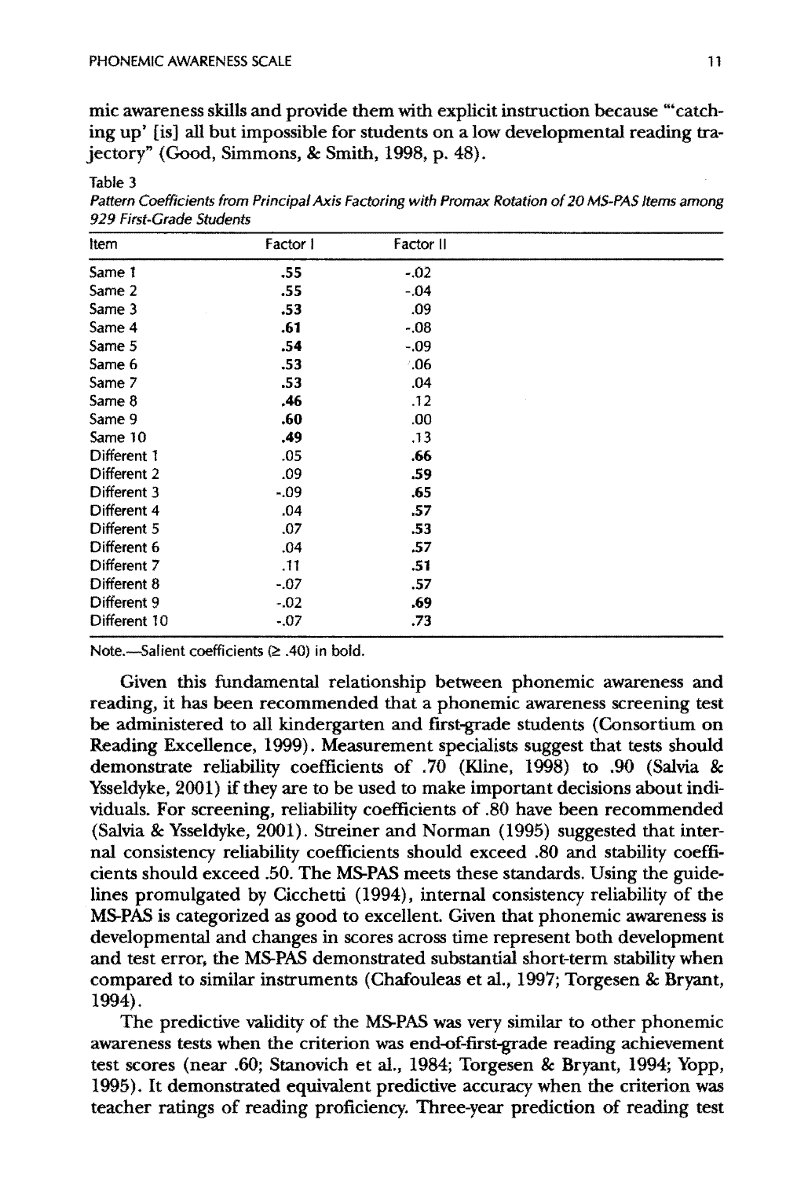mic awareness skills and provide them with explicit instruction because "'catching up' [is] all but impossible for students on a low developmental reading trajectory" (Good, Simmons, & Smith, 1998, p. 48).

Table 3

*Pattern Coefficients from Principal Axis Factoring with Promax Rotation of 20 MS-PAS Items among 929 First-Grade Students*

| Item | Factor I | Factor II |
|---|---|---|
| Same 1 | **.55** | -.02 |
| Same 2 | **.55** | -.04 |
| Same 3 | **.53** | .09 |
| Same 4 | **.61** | -.08 |
| Same 5 | **.54** | -.09 |
| Same 6 | **.53** | .06 |
| Same 7 | **.53** | .04 |
| Same 8 | **.46** | .12 |
| Same 9 | **.60** | .00 |
| Same 10 | **.49** | .13 |
| Different 1 | .05 | **.66** |
| Different 2 | .09 | **.59** |
| Different 3 | -.09 | **.65** |
| Different 4 | .04 | **.57** |
| Different 5 | .07 | **.53** |
| Different 6 | .04 | **.57** |
| Different 7 | .11 | **.51** |
| Different 8 | -.07 | **.57** |
| Different 9 | -.02 | **.69** |
| Different 10 | -.07 | **.73** |

Note.—Salient coefficients (≥ .40) in bold.

Given this fundamental relationship between phonemic awareness and reading, it has been recommended that a phonemic awareness screening test be administered to all kindergarten and first-grade students (Consortium on Reading Excellence, 1999). Measurement specialists suggest that tests should demonstrate reliability coefficients of .70 (Kline, 1998) to .90 (Salvia & Ysseldyke, 2001) if they are to be used to make important decisions about individuals. For screening, reliability coefficients of .80 have been recommended (Salvia & Ysseldyke, 2001). Streiner and Norman (1995) suggested that internal consistency reliability coefficients should exceed .80 and stability coefficients should exceed .50. The MS-PAS meets these standards. Using the guidelines promulgated by Cicchetti (1994), internal consistency reliability of the MS-PAS is categorized as good to excellent. Given that phonemic awareness is developmental and changes in scores across time represent both development and test error, the MS-PAS demonstrated substantial short-term stability when compared to similar instruments (Chafouleas et al., 1997; Torgesen & Bryant, 1994).

The predictive validity of the MS-PAS was very similar to other phonemic awareness tests when the criterion was end-of-first-grade reading achievement test scores (near .60; Stanovich et al., 1984; Torgesen & Bryant, 1994; Yopp, 1995). It demonstrated equivalent predictive accuracy when the criterion was teacher ratings of reading proficiency. Three-year prediction of reading test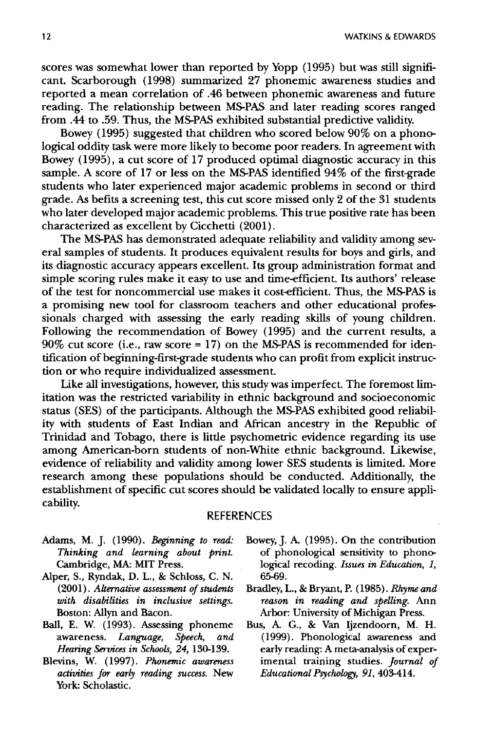scores was somewhat lower than reported by Yopp (1995) but was still significant. Scarborough (1998) summarized 27 phonemic awareness studies and reported a mean correlation of .46 between phonemic awareness and future reading. The relationship between MS-PAS and later reading scores ranged from .44 to .59. Thus, the MS-PAS exhibited substantial predictive validity.

Bowey (1995) suggested that children who scored below 90% on a phonological oddity task were more likely to become poor readers. In agreement with Bowey (1995), a cut score of 17 produced optimal diagnostic accuracy in this sample. A score of 17 or less on the MS-PAS identified 94% of the first-grade students who later experienced major academic problems in second or third grade. As befits a screening test, this cut score missed only 2 of the 31 students who later developed major academic problems. This true positive rate has been characterized as excellent by Cicchetti (2001).

The MS-PAS has demonstrated adequate reliability and validity among several samples of students. It produces equivalent results for boys and girls, and its diagnostic accuracy appears excellent. Its group administration format and simple scoring rules make it easy to use and time-efficient. Its authors' release of the test for noncommercial use makes it cost-efficient. Thus, the MS-PAS is a promising new tool for classroom teachers and other educational professionals charged with assessing the early reading skills of young children. Following the recommendation of Bowey (1995) and the current results, a 90% cut score (i.e., raw score = 17) on the MS-PAS is recommended for identification of beginning-first-grade students who can profit from explicit instruction or who require individualized assessment.

Like all investigations, however, this study was imperfect. The foremost limitation was the restricted variability in ethnic background and socioeconomic status (SES) of the participants. Although the MS-PAS exhibited good reliability with students of East Indian and African ancestry in the Republic of Trinidad and Tobago, there is little psychometric evidence regarding its use among American-born students of non-White ethnic background. Likewise, evidence of reliability and validity among lower SES students is limited. More research among these populations should be conducted. Additionally, the establishment of specific cut scores should be validated locally to ensure applicability.

## REFERENCES

Adams, M. J. (1990). *Beginning to read: Thinking and learning about print.* Cambridge, MA: MIT Press.

Alper, S., Ryndak, D. L., & Schloss, C. N. (2001). *Alternative assessment of students with disabilities in inclusive settings.* Boston: Allyn and Bacon.

Ball, E. W. (1993). Assessing phoneme awareness. *Language, Speech, and Hearing Services in Schools, 24,* 130-139.

Blevins, W. (1997). *Phonemic awareness activities for early reading success.* New York: Scholastic.

Bowey, J. A. (1995). On the contribution of phonological sensitivity to phonological recoding. *Issues in Education, 1,* 65-69.

Bradley, L., & Bryant, P. (1985). *Rhyme and reason in reading and spelling.* Ann Arbor: University of Michigan Press.

Bus, A. G., & Van Ijzendoorn, M. H. (1999). Phonological awareness and early reading: A meta-analysis of experimental training studies. *Journal of Educational Psychology, 91,* 403-414.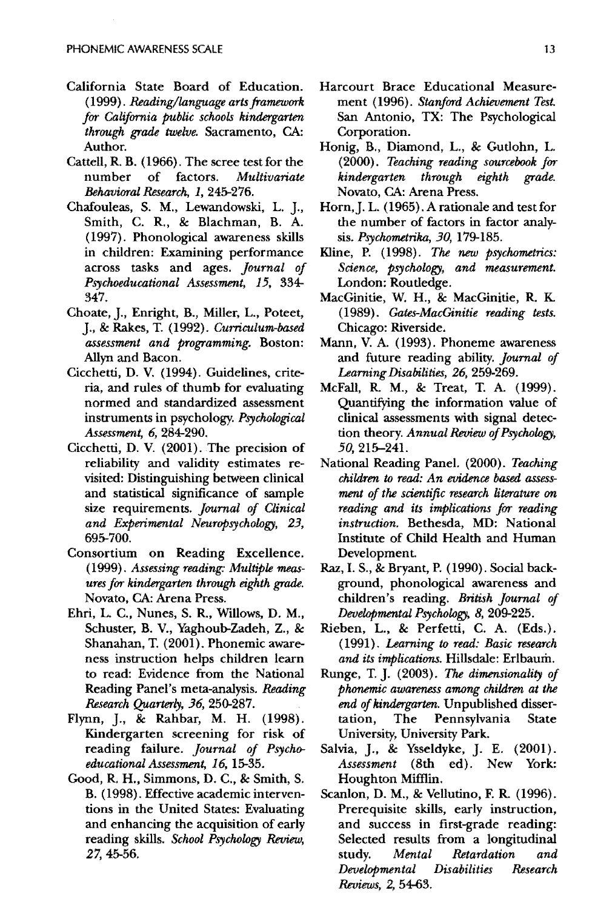California State Board of Education. (1999). *Reading/language arts framework for California public schools kindergarten through grade twelve.* Sacramento, CA: Author.

Cattell, R. B. (1966). The scree test for the number of factors. *Multivariate Behavioral Research, 1,* 245-276.

Chafouleas, S. M., Lewandowski, L. J., Smith, C. R., & Blachman, B. A. (1997). Phonological awareness skills in children: Examining performance across tasks and ages. *Journal of Psychoeducational Assessment, 15,* 334-347.

Choate, J., Enright, B., Miller, L., Poteet, J., & Rakes, T. (1992). *Curriculum-based assessment and programming.* Boston: Allyn and Bacon.

Cicchetti, D. V. (1994). Guidelines, criteria, and rules of thumb for evaluating normed and standardized assessment instruments in psychology. *Psychological Assessment, 6,* 284-290.

Cicchetti, D. V. (2001). The precision of reliability and validity estimates revisited: Distinguishing between clinical and statistical significance of sample size requirements. *Journal of Clinical and Experimental Neuropsychology, 23,* 695-700.

Consortium on Reading Excellence. (1999). *Assessing reading: Multiple measures for kindergarten through eighth grade.* Novato, CA: Arena Press.

Ehri, L. C., Nunes, S. R., Willows, D. M., Schuster, B. V., Yaghoub-Zadeh, Z., & Shanahan, T. (2001). Phonemic awareness instruction helps children learn to read: Evidence from the National Reading Panel's meta-analysis. *Reading Research Quarterly, 36,* 250-287.

Flynn, J., & Rahbar, M. H. (1998). Kindergarten screening for risk of reading failure. *Journal of Psychoeducational Assessment, 16,* 15-35.

Good, R. H., Simmons, D. C., & Smith, S. B. (1998). Effective academic interventions in the United States: Evaluating and enhancing the acquisition of early reading skills. *School Psychology Review, 27,* 45-56.

Harcourt Brace Educational Measurement (1996). *Stanford Achievement Test.* San Antonio, TX: The Psychological Corporation.

Honig, B., Diamond, L., & Gutlohn, L. (2000). *Teaching reading sourcebook for kindergarten through eighth grade.* Novato, CA: Arena Press.

Horn, J. L. (1965). A rationale and test for the number of factors in factor analysis. *Psychometrika, 30,* 179-185.

Kline, P. (1998). *The new psychometrics: Science, psychology, and measurement.* London: Routledge.

MacGinitie, W. H., & MacGinitie, R. K. (1989). *Gates-MacGinitie reading tests.* Chicago: Riverside.

Mann, V. A. (1993). Phoneme awareness and future reading ability. *Journal of Learning Disabilities, 26,* 259-269.

McFall, R. M., & Treat, T. A. (1999). Quantifying the information value of clinical assessments with signal detection theory. *Annual Review of Psychology, 50,* 215-241.

National Reading Panel. (2000). *Teaching children to read: An evidence based assessment of the scientific research literature on reading and its implications for reading instruction.* Bethesda, MD: National Institute of Child Health and Human Development.

Raz, I. S., & Bryant, P. (1990). Social background, phonological awareness and children's reading. *British Journal of Developmental Psychology, 8,* 209-225.

Rieben, L., & Perfetti, C. A. (Eds.). (1991). *Learning to read: Basic research and its implications.* Hillsdale: Erlbaum.

Runge, T. J. (2003). *The dimensionality of phonemic awareness among children at the end of kindergarten.* Unpublished dissertation, The Pennsylvania State University, University Park.

Salvia, J., & Ysseldyke, J. E. (2001). *Assessment* (8th ed). New York: Houghton Mifflin.

Scanlon, D. M., & Vellutino, F. R. (1996). Prerequisite skills, early instruction, and success in first-grade reading: Selected results from a longitudinal study. *Mental Retardation and Developmental Disabilities Research Reviews, 2,* 54-63.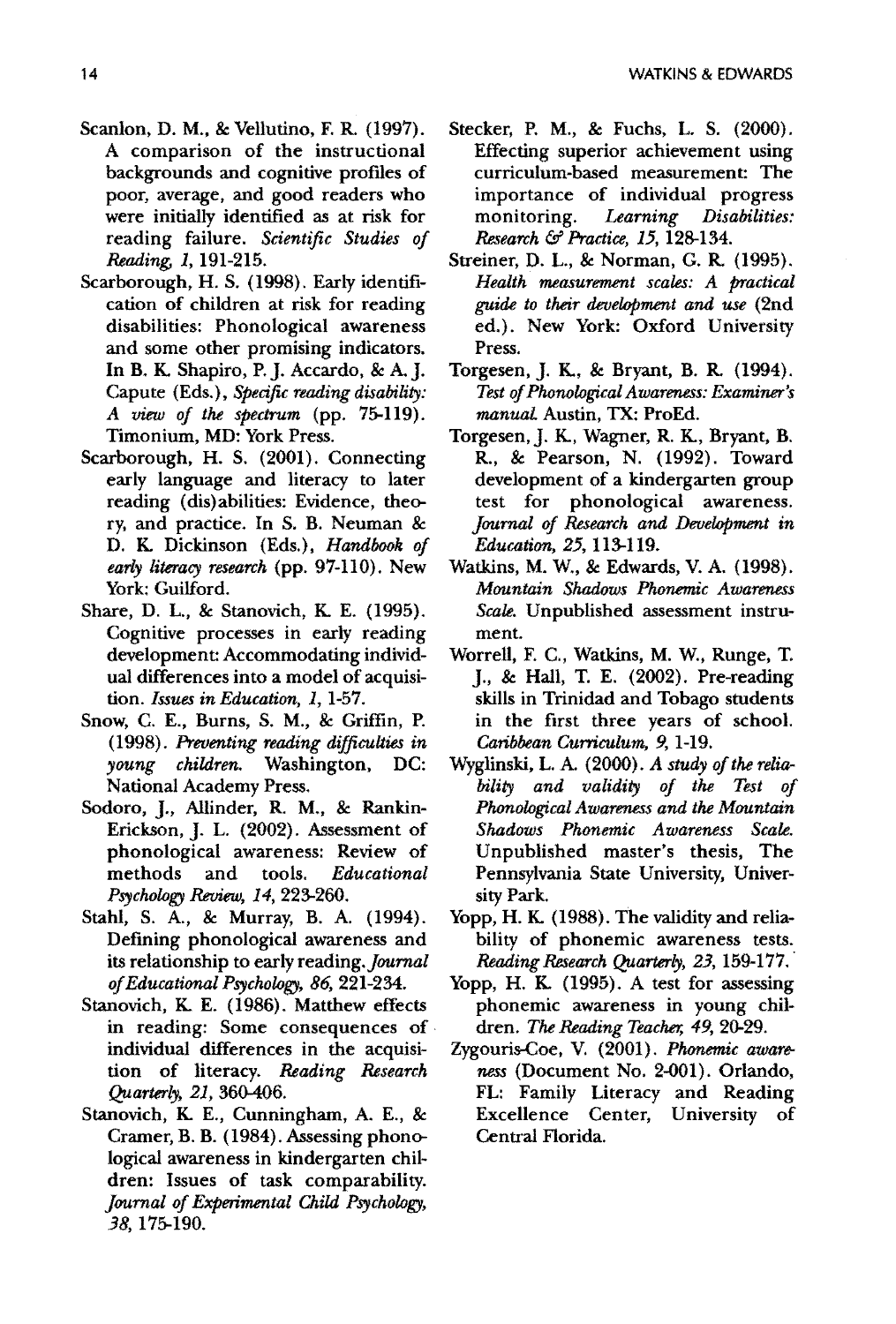Scanlon, D. M., & Vellutino, F. R. (1997). A comparison of the instructional backgrounds and cognitive profiles of poor, average, and good readers who were initially identified as at risk for reading failure. *Scientific Studies of Reading, 1*, 191-215.

Scarborough, H. S. (1998). Early identification of children at risk for reading disabilities: Phonological awareness and some other promising indicators. In B. K. Shapiro, P. J. Accardo, & A. J. Capute (Eds.), *Specific reading disability: A view of the spectrum* (pp. 75-119). Timonium, MD: York Press.

Scarborough, H. S. (2001). Connecting early language and literacy to later reading (dis)abilities: Evidence, theory, and practice. In S. B. Neuman & D. K. Dickinson (Eds.), *Handbook of early literacy research* (pp. 97-110). New York: Guilford.

Share, D. L., & Stanovich, K. E. (1995). Cognitive processes in early reading development: Accommodating individual differences into a model of acquisition. *Issues in Education, 1*, 1-57.

Snow, C. E., Burns, S. M., & Griffin, P. (1998). *Preventing reading difficulties in young children.* Washington, DC: National Academy Press.

Sodoro, J., Allinder, R. M., & Rankin-Erickson, J. L. (2002). Assessment of phonological awareness: Review of methods and tools. *Educational Psychology Review, 14*, 223-260.

Stahl, S. A., & Murray, B. A. (1994). Defining phonological awareness and its relationship to early reading. *Journal of Educational Psychology, 86*, 221-234.

Stanovich, K. E. (1986). Matthew effects in reading: Some consequences of individual differences in the acquisition of literacy. *Reading Research Quarterly, 21*, 360-406.

Stanovich, K. E., Cunningham, A. E., & Cramer, B. B. (1984). Assessing phonological awareness in kindergarten children: Issues of task comparability. *Journal of Experimental Child Psychology, 38*, 175-190.

Stecker, P. M., & Fuchs, L. S. (2000). Effecting superior achievement using curriculum-based measurement: The importance of individual progress monitoring. *Learning Disabilities: Research & Practice, 15*, 128-134.

Streiner, D. L., & Norman, G. R. (1995). *Health measurement scales: A practical guide to their development and use* (2nd ed.). New York: Oxford University Press.

Torgesen, J. K., & Bryant, B. R. (1994). *Test of Phonological Awareness: Examiner's manual.* Austin, TX: ProEd.

Torgesen, J. K., Wagner, R. K., Bryant, B. R., & Pearson, N. (1992). Toward development of a kindergarten group test for phonological awareness. *Journal of Research and Development in Education, 25*, 113-119.

Watkins, M. W., & Edwards, V. A. (1998). *Mountain Shadows Phonemic Awareness Scale.* Unpublished assessment instrument.

Worrell, F. C., Watkins, M. W., Runge, T. J., & Hall, T. E. (2002). Pre-reading skills in Trinidad and Tobago students in the first three years of school. *Caribbean Curriculum, 9*, 1-19.

Wyglinski, L. A. (2000). *A study of the reliability and validity of the Test of Phonological Awareness and the Mountain Shadows Phonemic Awareness Scale.* Unpublished master's thesis, The Pennsylvania State University, University Park.

Yopp, H. K. (1988). The validity and reliability of phonemic awareness tests. *Reading Research Quarterly, 23*, 159-177.

Yopp, H. K. (1995). A test for assessing phonemic awareness in young children. *The Reading Teacher, 49*, 20-29.

Zygouris-Coe, V. (2001). *Phonemic awareness* (Document No. 2-001). Orlando, FL: Family Literacy and Reading Excellence Center, University of Central Florida.